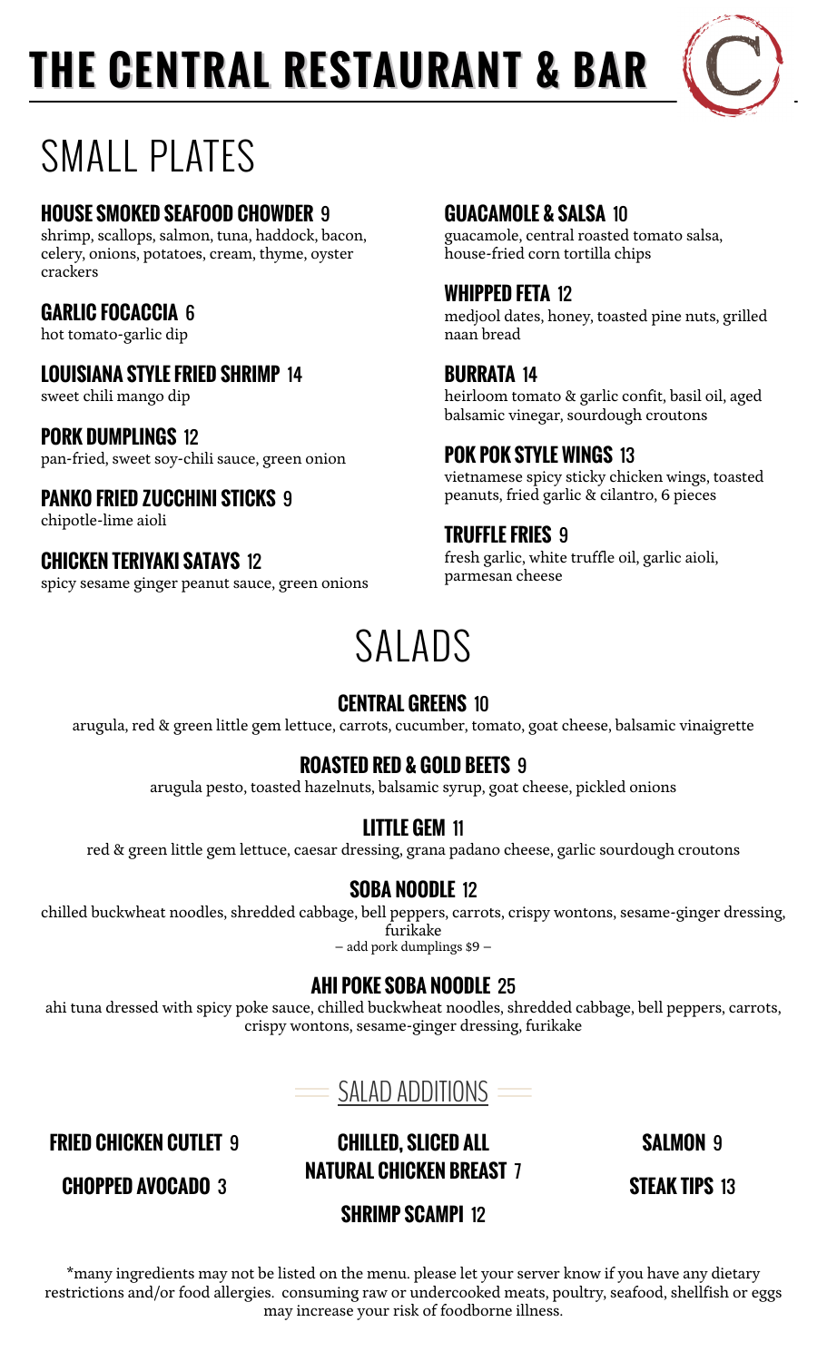# THE CENTRAL RESTAURANT & BAR

## SMALL PLATES

### HOUSE SMOKED SEAFOOD CHOWDER 9
shrimp, scallops, salmon, tuna, haddock, bacon, celery, onions, potatoes, cream, thyme, oyster crackers

### GARLIC FOCACCIA 6
hot tomato-garlic dip

### LOUISIANA STYLE FRIED SHRIMP 14
sweet chili mango dip

### PORK DUMPLINGS 12
pan-fried, sweet soy-chili sauce, green onion

### PANKO FRIED ZUCCHINI STICKS 9
chipotle-lime aioli

### CHICKEN TERIYAKI SATAYS 12
spicy sesame ginger peanut sauce, green onions

### GUACAMOLE & SALSA 10
guacamole, central roasted tomato salsa, house-fried corn tortilla chips

### WHIPPED FETA 12
medjool dates, honey, toasted pine nuts, grilled naan bread

### BURRATA 14
heirloom tomato & garlic confit, basil oil, aged balsamic vinegar, sourdough croutons

### POK POK STYLE WINGS 13
vietnamese spicy sticky chicken wings, toasted peanuts, fried garlic & cilantro, 6 pieces

### TRUFFLE FRIES 9
fresh garlic, white truffle oil, garlic aioli, parmesan cheese

## SALADS

### CENTRAL GREENS 10
arugula, red & green little gem lettuce, carrots, cucumber, tomato, goat cheese, balsamic vinaigrette

### ROASTED RED & GOLD BEETS 9
arugula pesto, toasted hazelnuts, balsamic syrup, goat cheese, pickled onions

### LITTLE GEM 11
red & green little gem lettuce, caesar dressing, grana padano cheese, garlic sourdough croutons

### SOBA NOODLE 12
chilled buckwheat noodles, shredded cabbage, bell peppers, carrots, crispy wontons, sesame-ginger dressing, furikake

– add pork dumplings $9 –

### AHI POKE SOBA NOODLE 25
ahi tuna dressed with spicy poke sauce, chilled buckwheat noodles, shredded cabbage, bell peppers, carrots, crispy wontons, sesame-ginger dressing, furikake

### SALAD ADDITIONS

- **FRIED CHICKEN CUTLET** 9
- **CHOPPED AVOCADO** 3
- **CHILLED, SLICED ALL NATURAL CHICKEN BREAST** 7
- **SHRIMP SCAMPI** 12
- **SALMON** 9
- **STEAK TIPS** 13

*many ingredients may not be listed on the menu. please let your server know if you have any dietary restrictions and/or food allergies. consuming raw or undercooked meats, poultry, seafood, shellfish or eggs may increase your risk of foodborne illness.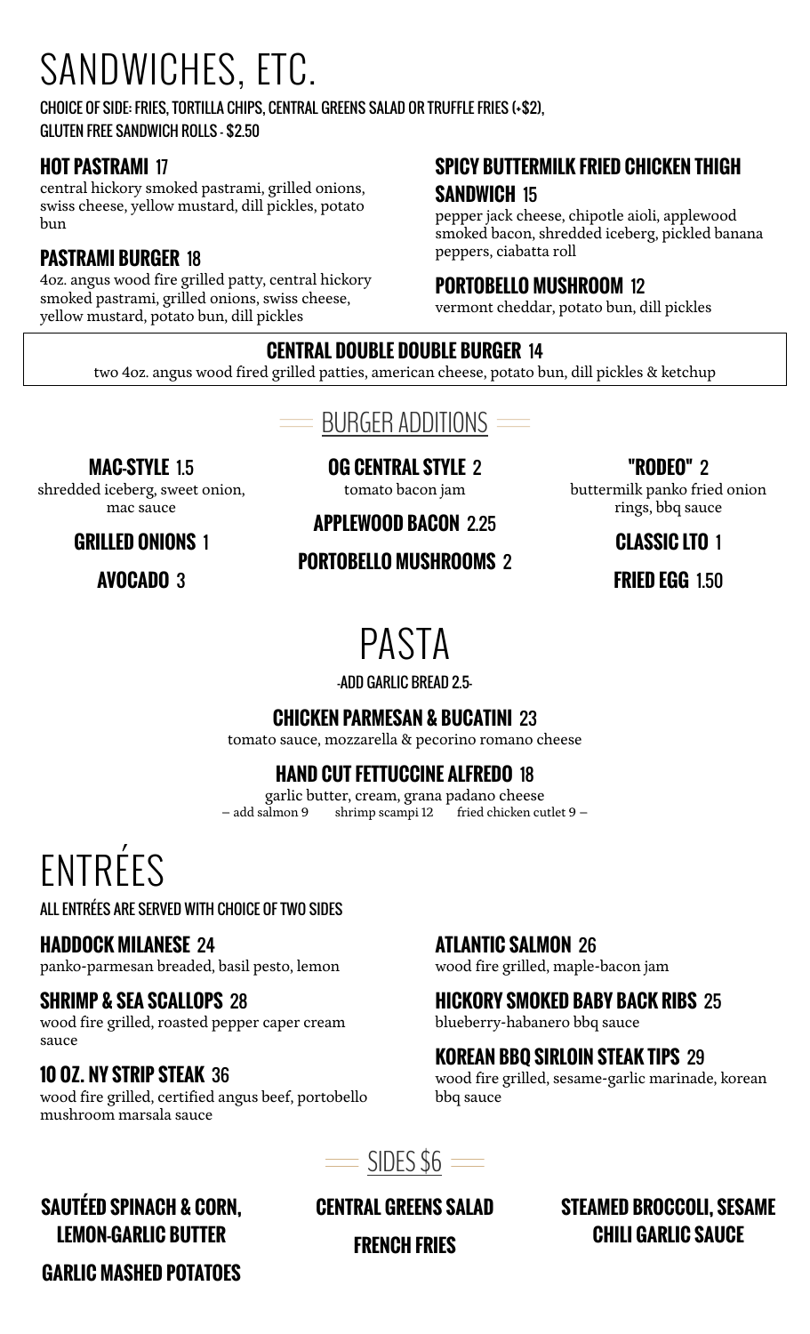# SANDWICHES, ETC.

CHOICE OF SIDE: FRIES, TORTILLA CHIPS, CENTRAL GREENS SALAD OR TRUFFLE FRIES (+$2),
GLUTEN FREE SANDWICH ROLLS - $2.50

### HOT PASTRAMI 17

central hickory smoked pastrami, grilled onions, swiss cheese, yellow mustard, dill pickles, potato bun

### PASTRAMI BURGER 18

4oz. angus wood fire grilled patty, central hickory smoked pastrami, grilled onions, swiss cheese, yellow mustard, potato bun, dill pickles

### SPICY BUTTERMILK FRIED CHICKEN THIGH SANDWICH 15

pepper jack cheese, chipotle aioli, applewood smoked bacon, shredded iceberg, pickled banana peppers, ciabatta roll

### PORTOBELLO MUSHROOM 12

vermont cheddar, potato bun, dill pickles

### CENTRAL DOUBLE DOUBLE BURGER 14

two 4oz. angus wood fired grilled patties, american cheese, potato bun, dill pickles & ketchup

## BURGER ADDITIONS

**MAC-STYLE 1.5**
shredded iceberg, sweet onion, mac sauce

**GRILLED ONIONS 1**

**AVOCADO 3**

**OG CENTRAL STYLE 2**
tomato bacon jam

**APPLEWOOD BACON 2.25**

**PORTOBELLO MUSHROOMS 2**

**"RODEO" 2**
buttermilk panko fried onion rings, bbq sauce

**CLASSIC LTO 1**

**FRIED EGG 1.50**

# PASTA

-ADD GARLIC BREAD 2.5-

### CHICKEN PARMESAN & BUCATINI 23

tomato sauce, mozzarella & pecorino romano cheese

### HAND CUT FETTUCCINE ALFREDO 18

garlic butter, cream, grana padano cheese
– add salmon 9 shrimp scampi 12 fried chicken cutlet 9 –

# ENTRÉES

ALL ENTRÉES ARE SERVED WITH CHOICE OF TWO SIDES

### HADDOCK MILANESE 24

panko-parmesan breaded, basil pesto, lemon

### SHRIMP & SEA SCALLOPS 28

wood fire grilled, roasted pepper caper cream sauce

### 10 OZ. NY STRIP STEAK 36

wood fire grilled, certified angus beef, portobello mushroom marsala sauce

### ATLANTIC SALMON 26

wood fire grilled, maple-bacon jam

### HICKORY SMOKED BABY BACK RIBS 25

blueberry-habanero bbq sauce

### KOREAN BBQ SIRLOIN STEAK TIPS 29

wood fire grilled, sesame-garlic marinade, korean bbq sauce

## SIDES $6

**SAUTÉED SPINACH & CORN, LEMON-GARLIC BUTTER**

**GARLIC MASHED POTATOES**

**CENTRAL GREENS SALAD**

**FRENCH FRIES**

**STEAMED BROCCOLI, SESAME CHILI GARLIC SAUCE**